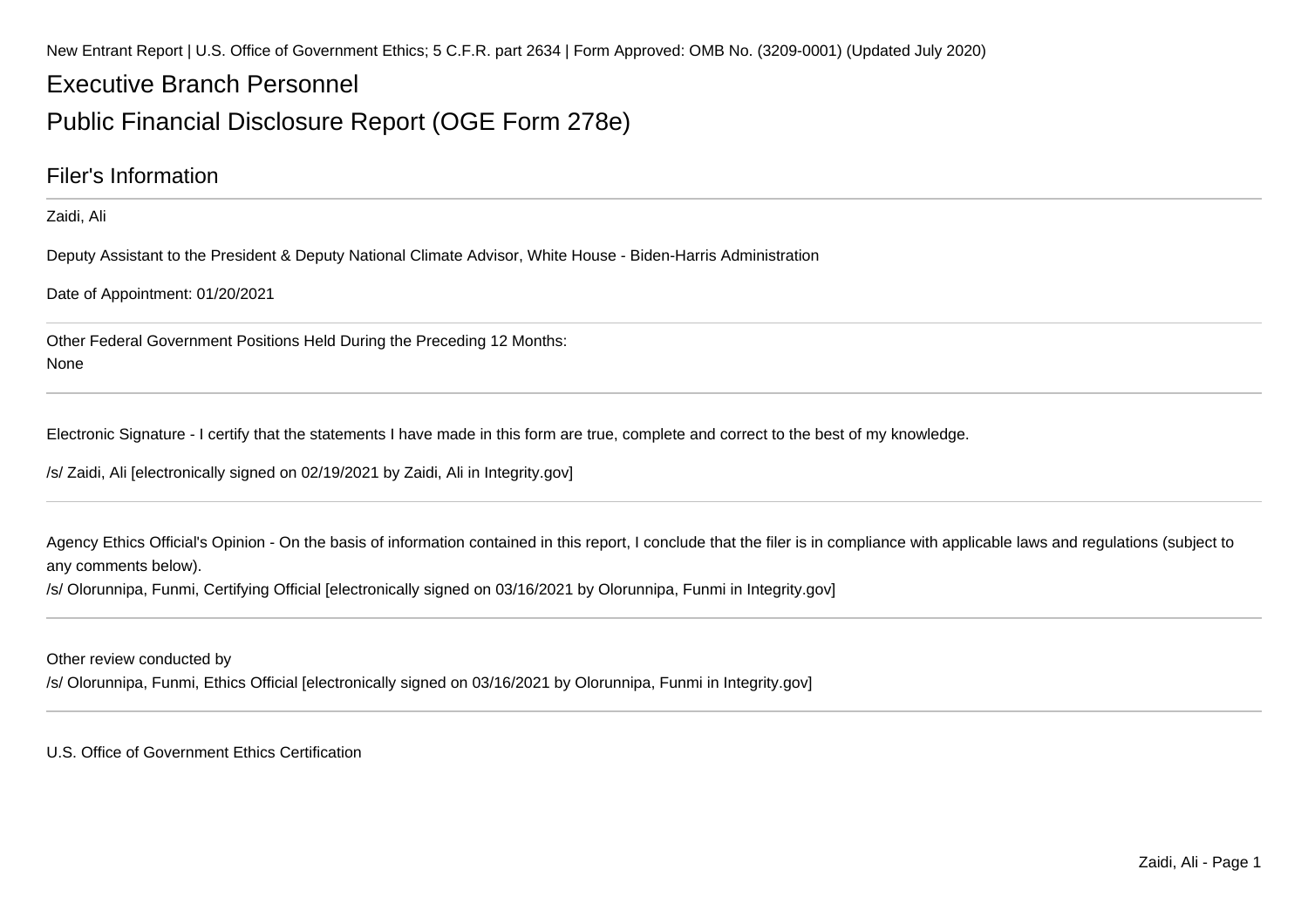New Entrant Report | U.S. Office of Government Ethics; 5 C.F.R. part 2634 | Form Approved: OMB No. (3209-0001) (Updated July 2020)

# Executive Branch Personnel

# Public Financial Disclosure Report (OGE Form 278e)

## Filer's Information

Zaidi, Ali

Deputy Assistant to the President & Deputy National Climate Advisor, White House - Biden-Harris Administration

Date of Appointment: 01/20/2021

Other Federal Government Positions Held During the Preceding 12 Months:
None

Electronic Signature - I certify that the statements I have made in this form are true, complete and correct to the best of my knowledge.

/s/ Zaidi, Ali [electronically signed on 02/19/2021 by Zaidi, Ali in Integrity.gov]

Agency Ethics Official's Opinion - On the basis of information contained in this report, I conclude that the filer is in compliance with applicable laws and regulations (subject to any comments below).
/s/ Olorunnipa, Funmi, Certifying Official [electronically signed on 03/16/2021 by Olorunnipa, Funmi in Integrity.gov]

Other review conducted by
/s/ Olorunnipa, Funmi, Ethics Official [electronically signed on 03/16/2021 by Olorunnipa, Funmi in Integrity.gov]

U.S. Office of Government Ethics Certification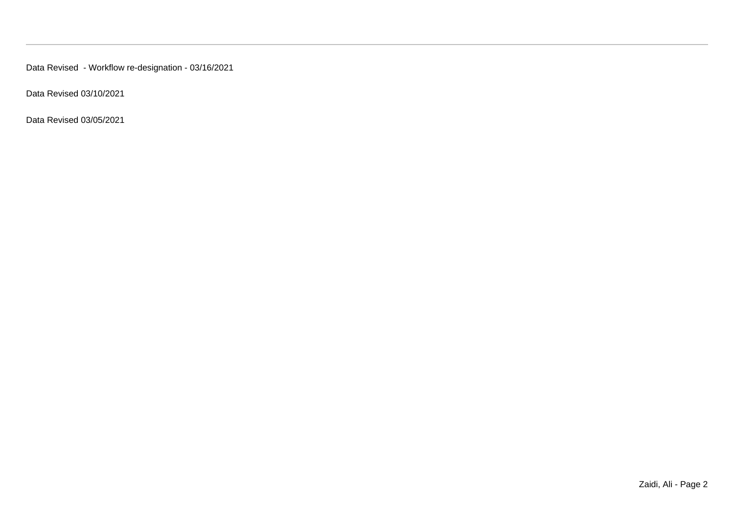Data Revised  - Workflow re-designation - 03/16/2021

Data Revised 03/10/2021

Data Revised 03/05/2021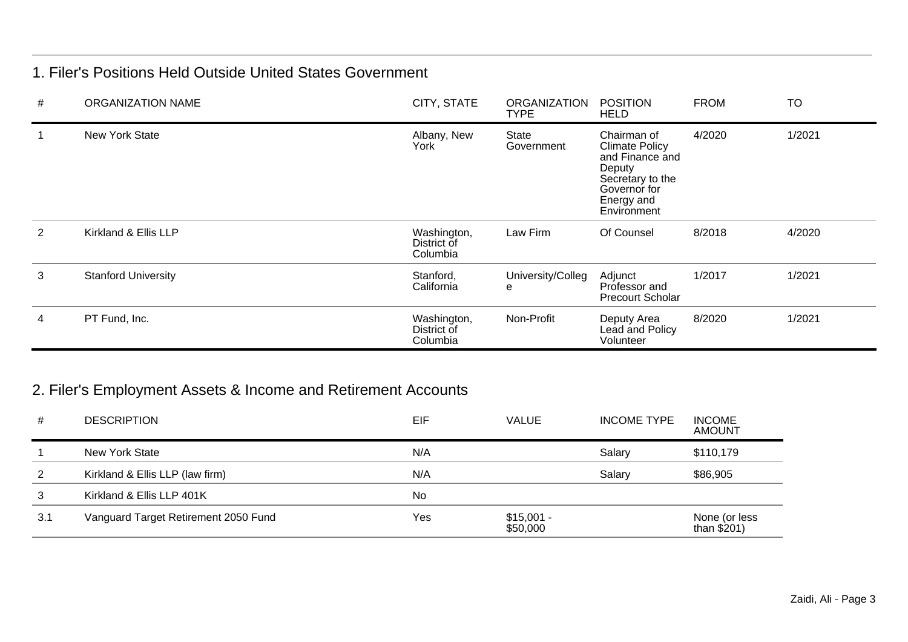## 1. Filer's Positions Held Outside United States Government

| # | ORGANIZATION NAME | CITY, STATE | ORGANIZATION TYPE | POSITION HELD | FROM | TO |
|---|---|---|---|---|---|---|
| 1 | New York State | Albany, New York | State Government | Chairman of Climate Policy and Finance and Deputy Secretary to the Governor for Energy and Environment | 4/2020 | 1/2021 |
| 2 | Kirkland & Ellis LLP | Washington, District of Columbia | Law Firm | Of Counsel | 8/2018 | 4/2020 |
| 3 | Stanford University | Stanford, California | University/College | Adjunct Professor and Precourt Scholar | 1/2017 | 1/2021 |
| 4 | PT Fund, Inc. | Washington, District of Columbia | Non-Profit | Deputy Area Lead and Policy Volunteer | 8/2020 | 1/2021 |

## 2. Filer's Employment Assets & Income and Retirement Accounts

| # | DESCRIPTION | EIF | VALUE | INCOME TYPE | INCOME AMOUNT |
|---|---|---|---|---|---|
| 1 | New York State | N/A | | Salary | $110,179 |
| 2 | Kirkland & Ellis LLP (law firm) | N/A | | Salary | $86,905 |
| 3 | Kirkland & Ellis LLP 401K | No | | | |
| 3.1 | Vanguard Target Retirement 2050 Fund | Yes | $15,001 - $50,000 | | None (or less than $201) |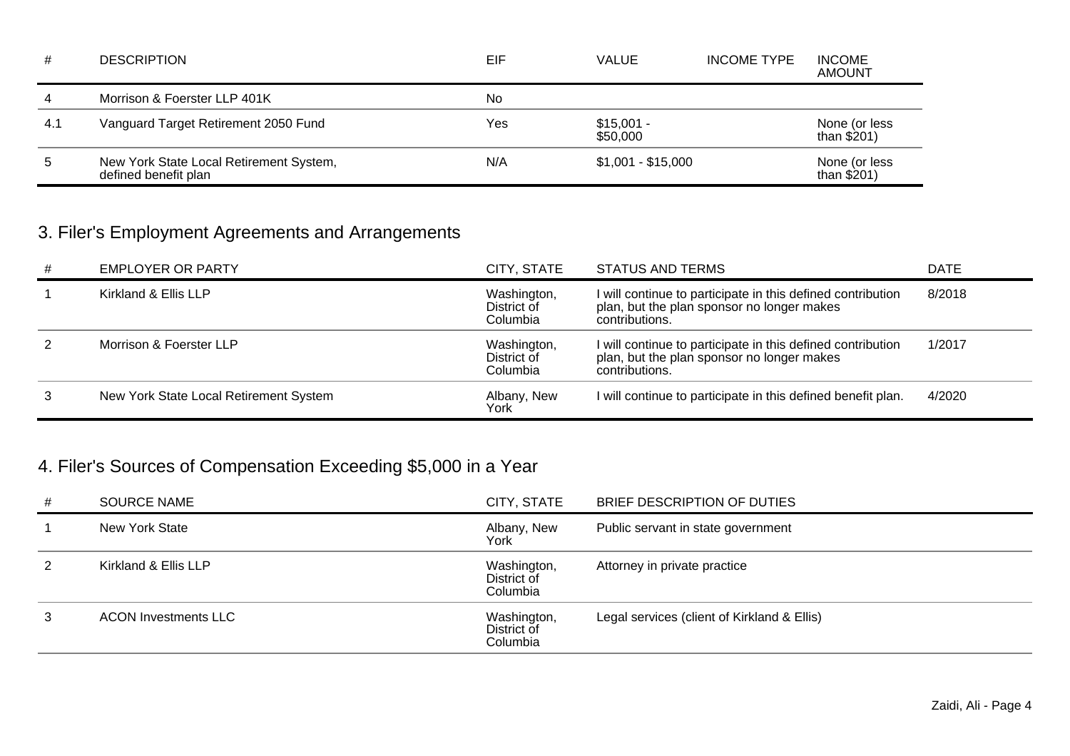| # | DESCRIPTION | EIF | VALUE | INCOME TYPE | INCOME AMOUNT |
|---|---|---|---|---|---|
| 4 | Morrison & Foerster LLP 401K | No | | | |
| 4.1 | Vanguard Target Retirement 2050 Fund | Yes | $15,001 - $50,000 | | None (or less than $201) |
| 5 | New York State Local Retirement System, defined benefit plan | N/A | $1,001 - $15,000 | | None (or less than $201) |

## 3. Filer's Employment Agreements and Arrangements

| # | EMPLOYER OR PARTY | CITY, STATE | STATUS AND TERMS | DATE |
|---|---|---|---|---|
| 1 | Kirkland & Ellis LLP | Washington, District of Columbia | I will continue to participate in this defined contribution plan, but the plan sponsor no longer makes contributions. | 8/2018 |
| 2 | Morrison & Foerster LLP | Washington, District of Columbia | I will continue to participate in this defined contribution plan, but the plan sponsor no longer makes contributions. | 1/2017 |
| 3 | New York State Local Retirement System | Albany, New York | I will continue to participate in this defined benefit plan. | 4/2020 |

## 4. Filer's Sources of Compensation Exceeding $5,000 in a Year

| # | SOURCE NAME | CITY, STATE | BRIEF DESCRIPTION OF DUTIES |
|---|---|---|---|
| 1 | New York State | Albany, New York | Public servant in state government |
| 2 | Kirkland & Ellis LLP | Washington, District of Columbia | Attorney in private practice |
| 3 | ACON Investments LLC | Washington, District of Columbia | Legal services (client of Kirkland & Ellis) |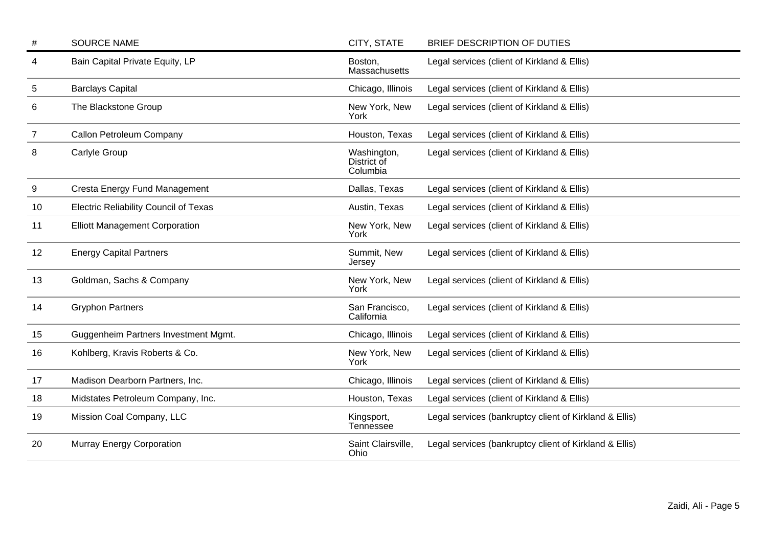| # | SOURCE NAME | CITY, STATE | BRIEF DESCRIPTION OF DUTIES |
|---|---|---|---|
| 4 | Bain Capital Private Equity, LP | Boston, Massachusetts | Legal services (client of Kirkland & Ellis) |
| 5 | Barclays Capital | Chicago, Illinois | Legal services (client of Kirkland & Ellis) |
| 6 | The Blackstone Group | New York, New York | Legal services (client of Kirkland & Ellis) |
| 7 | Callon Petroleum Company | Houston, Texas | Legal services (client of Kirkland & Ellis) |
| 8 | Carlyle Group | Washington, District of Columbia | Legal services (client of Kirkland & Ellis) |
| 9 | Cresta Energy Fund Management | Dallas, Texas | Legal services (client of Kirkland & Ellis) |
| 10 | Electric Reliability Council of Texas | Austin, Texas | Legal services (client of Kirkland & Ellis) |
| 11 | Elliott Management Corporation | New York, New York | Legal services (client of Kirkland & Ellis) |
| 12 | Energy Capital Partners | Summit, New Jersey | Legal services (client of Kirkland & Ellis) |
| 13 | Goldman, Sachs & Company | New York, New York | Legal services (client of Kirkland & Ellis) |
| 14 | Gryphon Partners | San Francisco, California | Legal services (client of Kirkland & Ellis) |
| 15 | Guggenheim Partners Investment Mgmt. | Chicago, Illinois | Legal services (client of Kirkland & Ellis) |
| 16 | Kohlberg, Kravis Roberts & Co. | New York, New York | Legal services (client of Kirkland & Ellis) |
| 17 | Madison Dearborn Partners, Inc. | Chicago, Illinois | Legal services (client of Kirkland & Ellis) |
| 18 | Midstates Petroleum Company, Inc. | Houston, Texas | Legal services (client of Kirkland & Ellis) |
| 19 | Mission Coal Company, LLC | Kingsport, Tennessee | Legal services (bankruptcy client of Kirkland & Ellis) |
| 20 | Murray Energy Corporation | Saint Clairsville, Ohio | Legal services (bankruptcy client of Kirkland & Ellis) |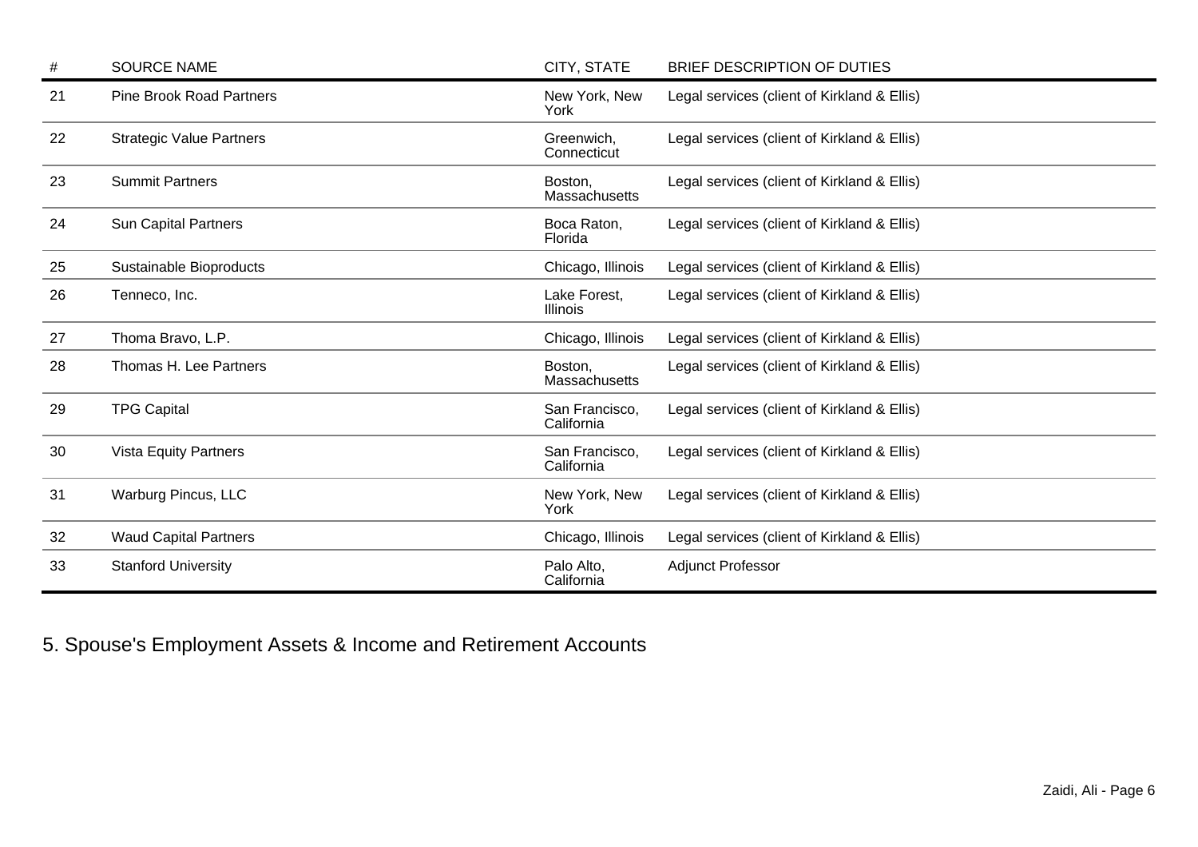| # | SOURCE NAME | CITY, STATE | BRIEF DESCRIPTION OF DUTIES |
| --- | --- | --- | --- |
| 21 | Pine Brook Road Partners | New York, New York | Legal services (client of Kirkland & Ellis) |
| 22 | Strategic Value Partners | Greenwich, Connecticut | Legal services (client of Kirkland & Ellis) |
| 23 | Summit Partners | Boston, Massachusetts | Legal services (client of Kirkland & Ellis) |
| 24 | Sun Capital Partners | Boca Raton, Florida | Legal services (client of Kirkland & Ellis) |
| 25 | Sustainable Bioproducts | Chicago, Illinois | Legal services (client of Kirkland & Ellis) |
| 26 | Tenneco, Inc. | Lake Forest, Illinois | Legal services (client of Kirkland & Ellis) |
| 27 | Thoma Bravo, L.P. | Chicago, Illinois | Legal services (client of Kirkland & Ellis) |
| 28 | Thomas H. Lee Partners | Boston, Massachusetts | Legal services (client of Kirkland & Ellis) |
| 29 | TPG Capital | San Francisco, California | Legal services (client of Kirkland & Ellis) |
| 30 | Vista Equity Partners | San Francisco, California | Legal services (client of Kirkland & Ellis) |
| 31 | Warburg Pincus, LLC | New York, New York | Legal services (client of Kirkland & Ellis) |
| 32 | Waud Capital Partners | Chicago, Illinois | Legal services (client of Kirkland & Ellis) |
| 33 | Stanford University | Palo Alto, California | Adjunct Professor |

## 5. Spouse's Employment Assets & Income and Retirement Accounts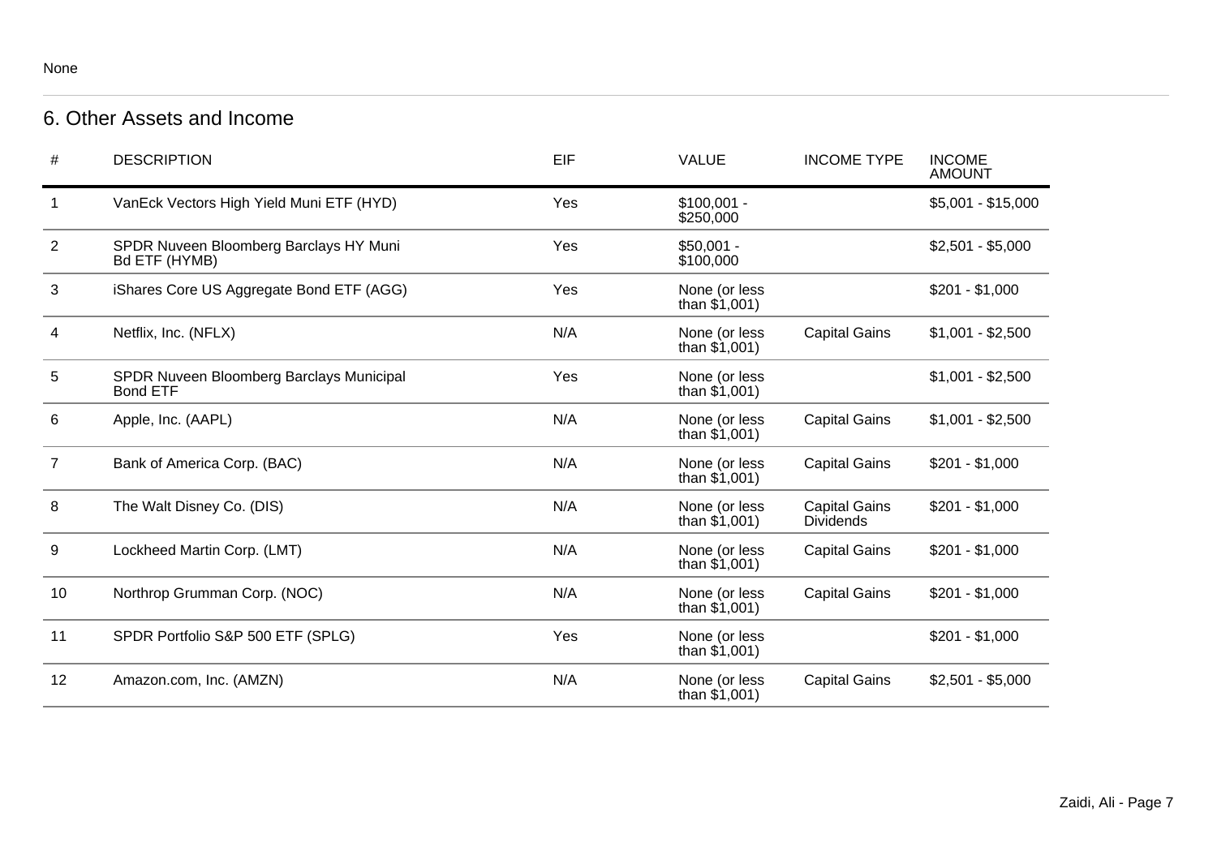None

## 6. Other Assets and Income

| # | DESCRIPTION | EIF | VALUE | INCOME TYPE | INCOME AMOUNT |
|---|---|---|---|---|---|
| 1 | VanEck Vectors High Yield Muni ETF (HYD) | Yes | $100,001 - $250,000 | | $5,001 - $15,000 |
| 2 | SPDR Nuveen Bloomberg Barclays HY Muni Bd ETF (HYMB) | Yes | $50,001 - $100,000 | | $2,501 - $5,000 |
| 3 | iShares Core US Aggregate Bond ETF (AGG) | Yes | None (or less than $1,001) | | $201 - $1,000 |
| 4 | Netflix, Inc. (NFLX) | N/A | None (or less than $1,001) | Capital Gains | $1,001 - $2,500 |
| 5 | SPDR Nuveen Bloomberg Barclays Municipal Bond ETF | Yes | None (or less than $1,001) | | $1,001 - $2,500 |
| 6 | Apple, Inc. (AAPL) | N/A | None (or less than $1,001) | Capital Gains | $1,001 - $2,500 |
| 7 | Bank of America Corp. (BAC) | N/A | None (or less than $1,001) | Capital Gains | $201 - $1,000 |
| 8 | The Walt Disney Co. (DIS) | N/A | None (or less than $1,001) | Capital Gains Dividends | $201 - $1,000 |
| 9 | Lockheed Martin Corp. (LMT) | N/A | None (or less than $1,001) | Capital Gains | $201 - $1,000 |
| 10 | Northrop Grumman Corp. (NOC) | N/A | None (or less than $1,001) | Capital Gains | $201 - $1,000 |
| 11 | SPDR Portfolio S&P 500 ETF (SPLG) | Yes | None (or less than $1,001) | | $201 - $1,000 |
| 12 | Amazon.com, Inc. (AMZN) | N/A | None (or less than $1,001) | Capital Gains | $2,501 - $5,000 |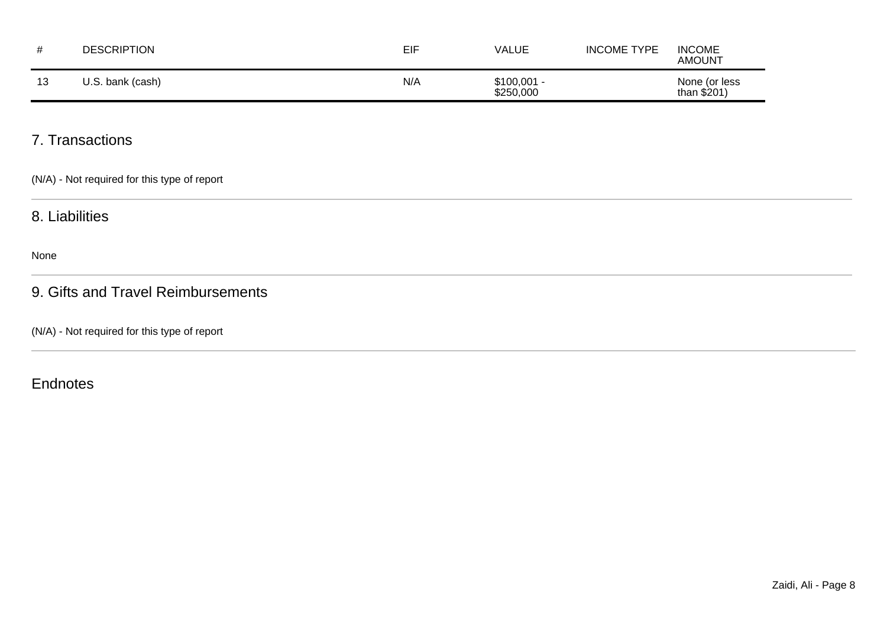| # | DESCRIPTION | EIF | VALUE | INCOME TYPE | INCOME AMOUNT |
|---|---|---|---|---|---|
| 13 | U.S. bank (cash) | N/A | $100,001 - $250,000 | | None (or less than $201) |

## 7. Transactions

(N/A) - Not required for this type of report

## 8. Liabilities

None

## 9. Gifts and Travel Reimbursements

(N/A) - Not required for this type of report

## Endnotes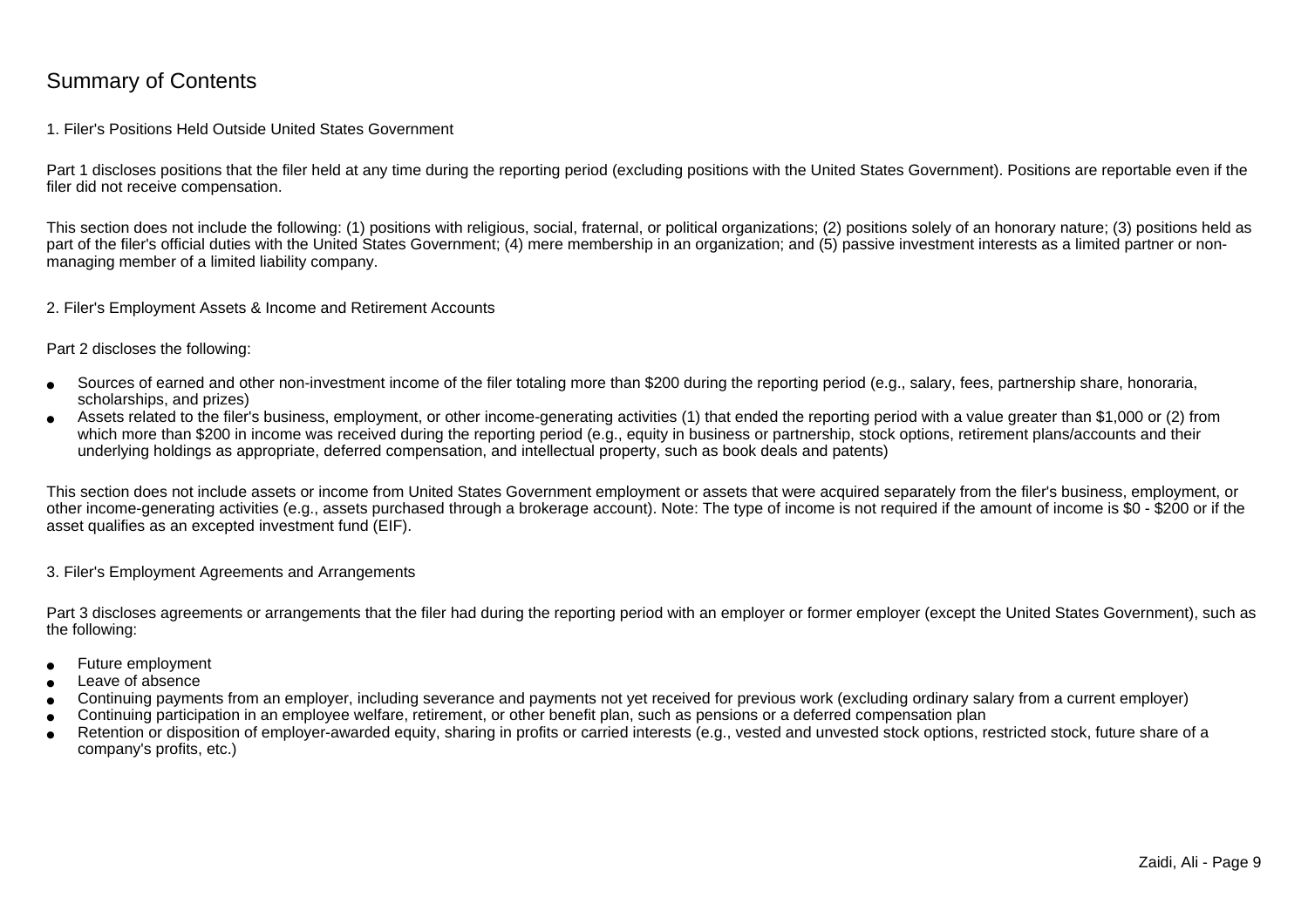# Summary of Contents

## 1. Filer's Positions Held Outside United States Government

Part 1 discloses positions that the filer held at any time during the reporting period (excluding positions with the United States Government). Positions are reportable even if the filer did not receive compensation.

This section does not include the following: (1) positions with religious, social, fraternal, or political organizations; (2) positions solely of an honorary nature; (3) positions held as part of the filer's official duties with the United States Government; (4) mere membership in an organization; and (5) passive investment interests as a limited partner or non-managing member of a limited liability company.

## 2. Filer's Employment Assets & Income and Retirement Accounts

Part 2 discloses the following:

- Sources of earned and other non-investment income of the filer totaling more than $200 during the reporting period (e.g., salary, fees, partnership share, honoraria, scholarships, and prizes)
- Assets related to the filer's business, employment, or other income-generating activities (1) that ended the reporting period with a value greater than $1,000 or (2) from which more than $200 in income was received during the reporting period (e.g., equity in business or partnership, stock options, retirement plans/accounts and their underlying holdings as appropriate, deferred compensation, and intellectual property, such as book deals and patents)

This section does not include assets or income from United States Government employment or assets that were acquired separately from the filer's business, employment, or other income-generating activities (e.g., assets purchased through a brokerage account). Note: The type of income is not required if the amount of income is $0 - $200 or if the asset qualifies as an excepted investment fund (EIF).

## 3. Filer's Employment Agreements and Arrangements

Part 3 discloses agreements or arrangements that the filer had during the reporting period with an employer or former employer (except the United States Government), such as the following:

- Future employment
- Leave of absence
- Continuing payments from an employer, including severance and payments not yet received for previous work (excluding ordinary salary from a current employer)
- Continuing participation in an employee welfare, retirement, or other benefit plan, such as pensions or a deferred compensation plan
- Retention or disposition of employer-awarded equity, sharing in profits or carried interests (e.g., vested and unvested stock options, restricted stock, future share of a company's profits, etc.)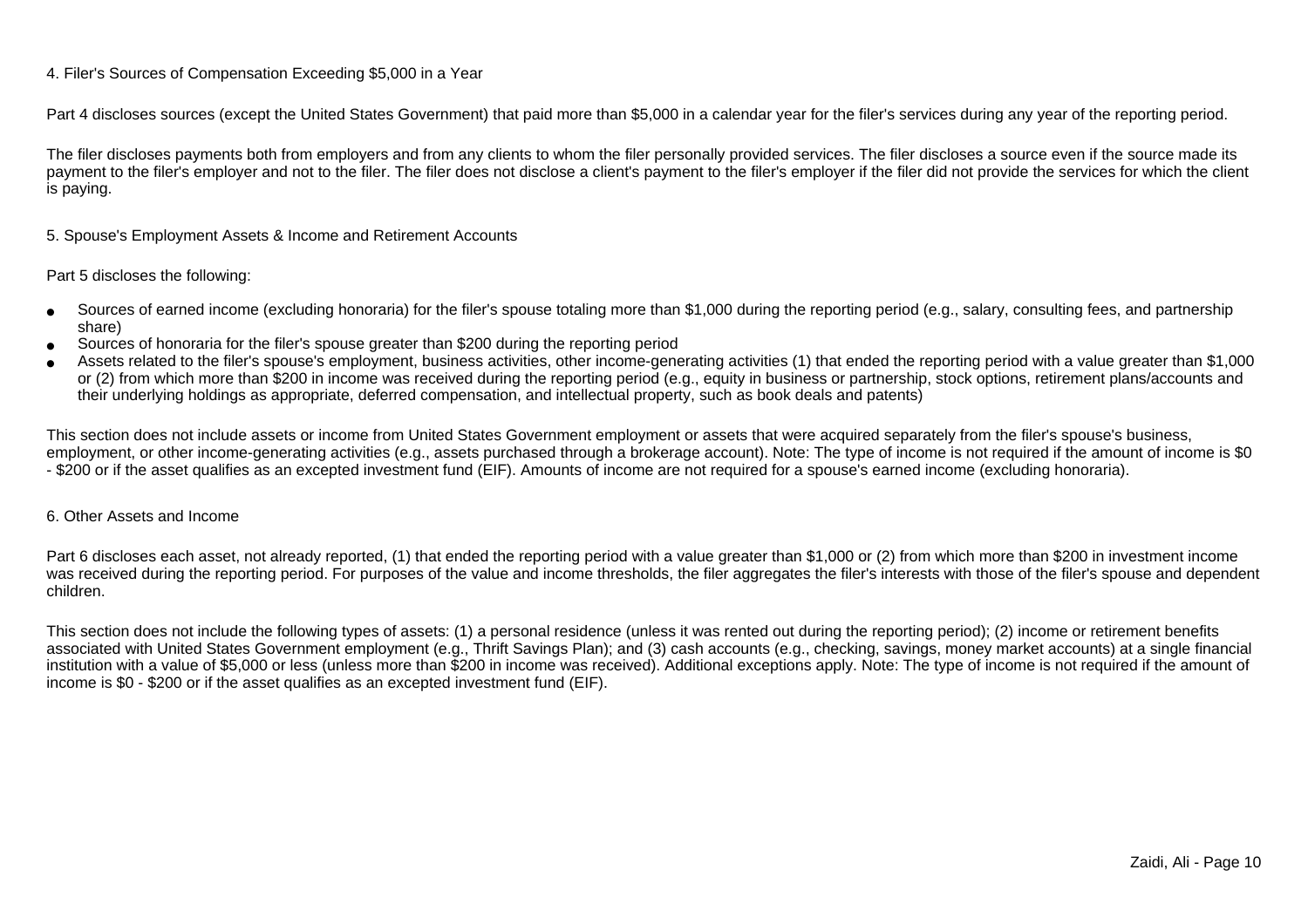## 4. Filer's Sources of Compensation Exceeding $5,000 in a Year

Part 4 discloses sources (except the United States Government) that paid more than $5,000 in a calendar year for the filer's services during any year of the reporting period.

The filer discloses payments both from employers and from any clients to whom the filer personally provided services. The filer discloses a source even if the source made its payment to the filer's employer and not to the filer. The filer does not disclose a client's payment to the filer's employer if the filer did not provide the services for which the client is paying.

## 5. Spouse's Employment Assets & Income and Retirement Accounts

Part 5 discloses the following:

- Sources of earned income (excluding honoraria) for the filer's spouse totaling more than $1,000 during the reporting period (e.g., salary, consulting fees, and partnership share)
- Sources of honoraria for the filer's spouse greater than $200 during the reporting period
- Assets related to the filer's spouse's employment, business activities, other income-generating activities (1) that ended the reporting period with a value greater than $1,000 or (2) from which more than $200 in income was received during the reporting period (e.g., equity in business or partnership, stock options, retirement plans/accounts and their underlying holdings as appropriate, deferred compensation, and intellectual property, such as book deals and patents)

This section does not include assets or income from United States Government employment or assets that were acquired separately from the filer's spouse's business, employment, or other income-generating activities (e.g., assets purchased through a brokerage account). Note: The type of income is not required if the amount of income is $0 - $200 or if the asset qualifies as an excepted investment fund (EIF). Amounts of income are not required for a spouse's earned income (excluding honoraria).

## 6. Other Assets and Income

Part 6 discloses each asset, not already reported, (1) that ended the reporting period with a value greater than $1,000 or (2) from which more than $200 in investment income was received during the reporting period. For purposes of the value and income thresholds, the filer aggregates the filer's interests with those of the filer's spouse and dependent children.

This section does not include the following types of assets: (1) a personal residence (unless it was rented out during the reporting period); (2) income or retirement benefits associated with United States Government employment (e.g., Thrift Savings Plan); and (3) cash accounts (e.g., checking, savings, money market accounts) at a single financial institution with a value of $5,000 or less (unless more than $200 in income was received). Additional exceptions apply. Note: The type of income is not required if the amount of income is $0 - $200 or if the asset qualifies as an excepted investment fund (EIF).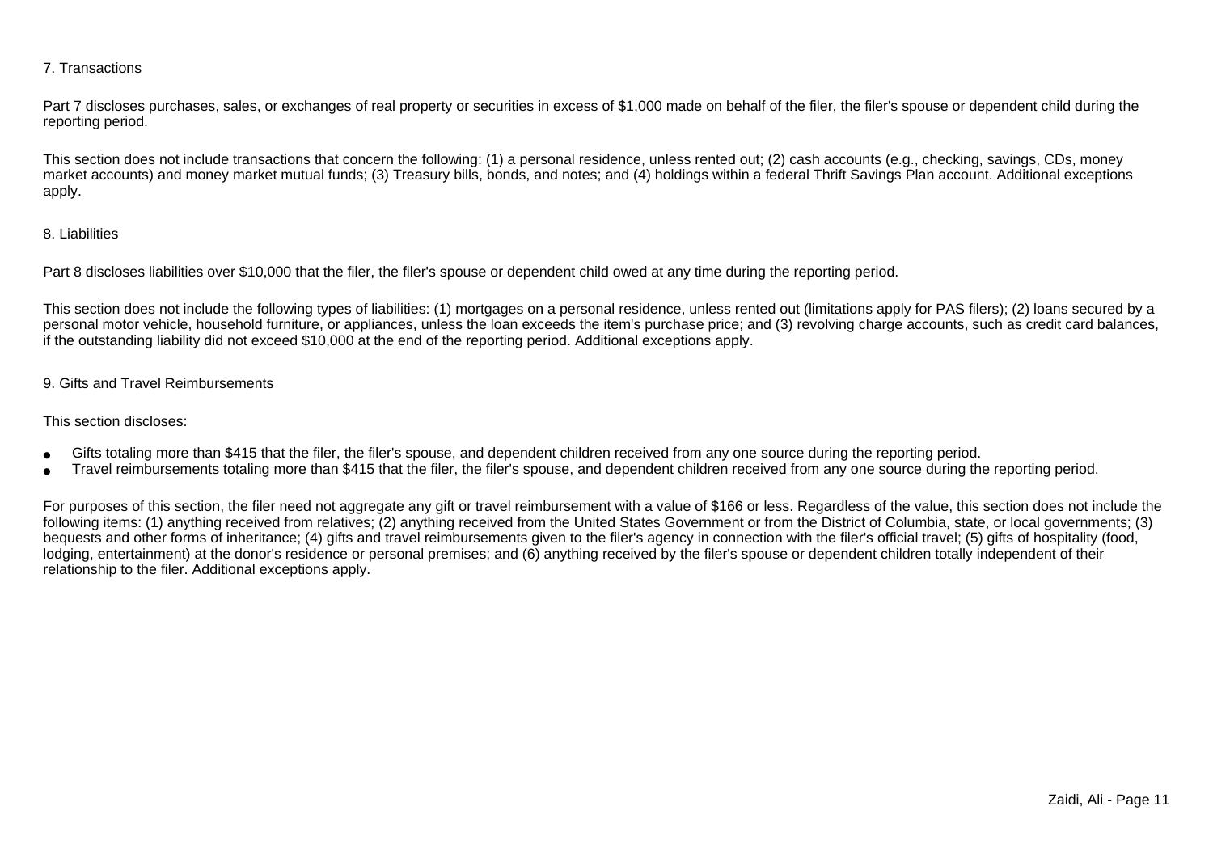## 7. Transactions

Part 7 discloses purchases, sales, or exchanges of real property or securities in excess of $1,000 made on behalf of the filer, the filer's spouse or dependent child during the reporting period.

This section does not include transactions that concern the following: (1) a personal residence, unless rented out; (2) cash accounts (e.g., checking, savings, CDs, money market accounts) and money market mutual funds; (3) Treasury bills, bonds, and notes; and (4) holdings within a federal Thrift Savings Plan account. Additional exceptions apply.

## 8. Liabilities

Part 8 discloses liabilities over $10,000 that the filer, the filer's spouse or dependent child owed at any time during the reporting period.

This section does not include the following types of liabilities: (1) mortgages on a personal residence, unless rented out (limitations apply for PAS filers); (2) loans secured by a personal motor vehicle, household furniture, or appliances, unless the loan exceeds the item's purchase price; and (3) revolving charge accounts, such as credit card balances, if the outstanding liability did not exceed $10,000 at the end of the reporting period. Additional exceptions apply.

## 9. Gifts and Travel Reimbursements

This section discloses:

- Gifts totaling more than $415 that the filer, the filer's spouse, and dependent children received from any one source during the reporting period.
- Travel reimbursements totaling more than $415 that the filer, the filer's spouse, and dependent children received from any one source during the reporting period.

For purposes of this section, the filer need not aggregate any gift or travel reimbursement with a value of $166 or less. Regardless of the value, this section does not include the following items: (1) anything received from relatives; (2) anything received from the United States Government or from the District of Columbia, state, or local governments; (3) bequests and other forms of inheritance; (4) gifts and travel reimbursements given to the filer's agency in connection with the filer's official travel; (5) gifts of hospitality (food, lodging, entertainment) at the donor's residence or personal premises; and (6) anything received by the filer's spouse or dependent children totally independent of their relationship to the filer. Additional exceptions apply.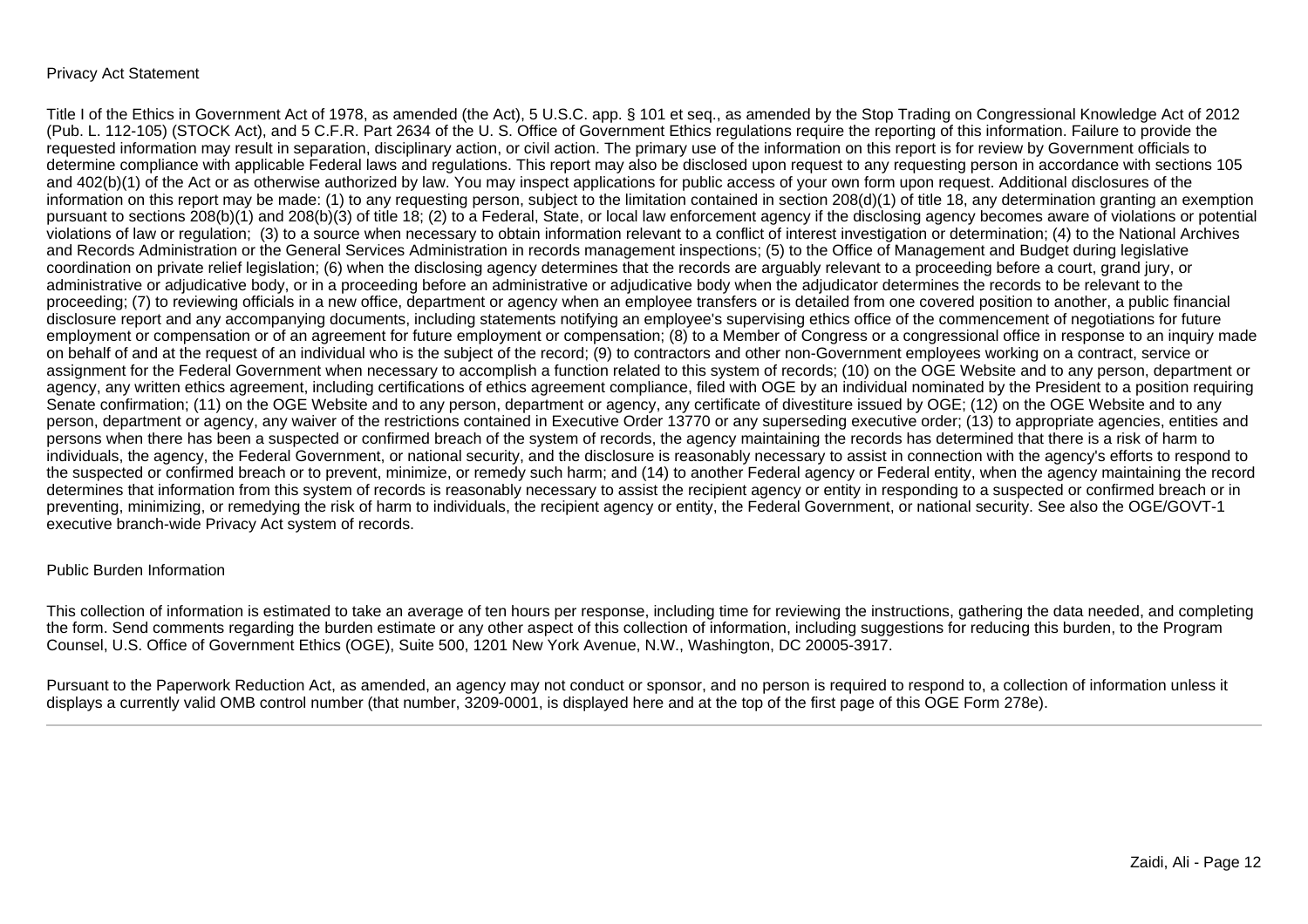## Privacy Act Statement

Title I of the Ethics in Government Act of 1978, as amended (the Act), 5 U.S.C. app. § 101 et seq., as amended by the Stop Trading on Congressional Knowledge Act of 2012 (Pub. L. 112-105) (STOCK Act), and 5 C.F.R. Part 2634 of the U. S. Office of Government Ethics regulations require the reporting of this information. Failure to provide the requested information may result in separation, disciplinary action, or civil action. The primary use of the information on this report is for review by Government officials to determine compliance with applicable Federal laws and regulations. This report may also be disclosed upon request to any requesting person in accordance with sections 105 and 402(b)(1) of the Act or as otherwise authorized by law. You may inspect applications for public access of your own form upon request. Additional disclosures of the information on this report may be made: (1) to any requesting person, subject to the limitation contained in section 208(d)(1) of title 18, any determination granting an exemption pursuant to sections 208(b)(1) and 208(b)(3) of title 18; (2) to a Federal, State, or local law enforcement agency if the disclosing agency becomes aware of violations or potential violations of law or regulation; (3) to a source when necessary to obtain information relevant to a conflict of interest investigation or determination; (4) to the National Archives and Records Administration or the General Services Administration in records management inspections; (5) to the Office of Management and Budget during legislative coordination on private relief legislation; (6) when the disclosing agency determines that the records are arguably relevant to a proceeding before a court, grand jury, or administrative or adjudicative body, or in a proceeding before an administrative or adjudicative body when the adjudicator determines the records to be relevant to the proceeding; (7) to reviewing officials in a new office, department or agency when an employee transfers or is detailed from one covered position to another, a public financial disclosure report and any accompanying documents, including statements notifying an employee's supervising ethics office of the commencement of negotiations for future employment or compensation or of an agreement for future employment or compensation; (8) to a Member of Congress or a congressional office in response to an inquiry made on behalf of and at the request of an individual who is the subject of the record; (9) to contractors and other non-Government employees working on a contract, service or assignment for the Federal Government when necessary to accomplish a function related to this system of records; (10) on the OGE Website and to any person, department or agency, any written ethics agreement, including certifications of ethics agreement compliance, filed with OGE by an individual nominated by the President to a position requiring Senate confirmation; (11) on the OGE Website and to any person, department or agency, any certificate of divestiture issued by OGE; (12) on the OGE Website and to any person, department or agency, any waiver of the restrictions contained in Executive Order 13770 or any superseding executive order; (13) to appropriate agencies, entities and persons when there has been a suspected or confirmed breach of the system of records, the agency maintaining the records has determined that there is a risk of harm to individuals, the agency, the Federal Government, or national security, and the disclosure is reasonably necessary to assist in connection with the agency's efforts to respond to the suspected or confirmed breach or to prevent, minimize, or remedy such harm; and (14) to another Federal agency or Federal entity, when the agency maintaining the record determines that information from this system of records is reasonably necessary to assist the recipient agency or entity in responding to a suspected or confirmed breach or in preventing, minimizing, or remedying the risk of harm to individuals, the recipient agency or entity, the Federal Government, or national security. See also the OGE/GOVT-1 executive branch-wide Privacy Act system of records.

## Public Burden Information

This collection of information is estimated to take an average of ten hours per response, including time for reviewing the instructions, gathering the data needed, and completing the form. Send comments regarding the burden estimate or any other aspect of this collection of information, including suggestions for reducing this burden, to the Program Counsel, U.S. Office of Government Ethics (OGE), Suite 500, 1201 New York Avenue, N.W., Washington, DC 20005-3917.

Pursuant to the Paperwork Reduction Act, as amended, an agency may not conduct or sponsor, and no person is required to respond to, a collection of information unless it displays a currently valid OMB control number (that number, 3209-0001, is displayed here and at the top of the first page of this OGE Form 278e).